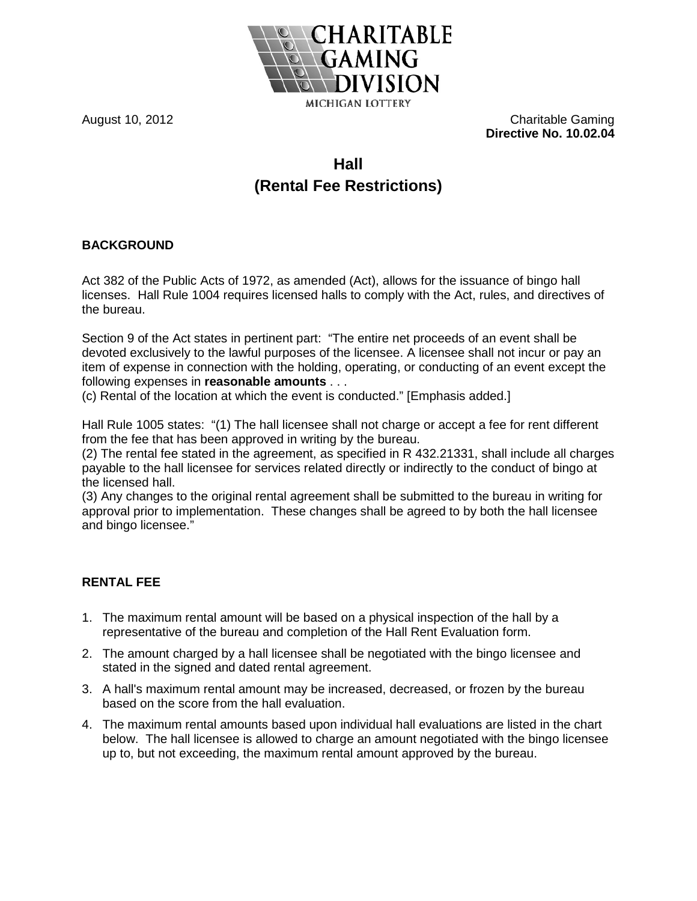CHARITABLE GAMING DIVISION
MICHIGAN LOTTERY

August 10, 2012

Charitable Gaming
**Directive No. 10.02.04**

# Hall
# (Rental Fee Restrictions)

## BACKGROUND

Act 382 of the Public Acts of 1972, as amended (Act), allows for the issuance of bingo hall licenses. Hall Rule 1004 requires licensed halls to comply with the Act, rules, and directives of the bureau.

Section 9 of the Act states in pertinent part: "The entire net proceeds of an event shall be devoted exclusively to the lawful purposes of the licensee. A licensee shall not incur or pay an item of expense in connection with the holding, operating, or conducting of an event except the following expenses in **reasonable amounts** . . .
(c) Rental of the location at which the event is conducted." [Emphasis added.]

Hall Rule 1005 states: "(1) The hall licensee shall not charge or accept a fee for rent different from the fee that has been approved in writing by the bureau.
(2) The rental fee stated in the agreement, as specified in R 432.21331, shall include all charges payable to the hall licensee for services related directly or indirectly to the conduct of bingo at the licensed hall.
(3) Any changes to the original rental agreement shall be submitted to the bureau in writing for approval prior to implementation. These changes shall be agreed to by both the hall licensee and bingo licensee."

## RENTAL FEE

1. The maximum rental amount will be based on a physical inspection of the hall by a representative of the bureau and completion of the Hall Rent Evaluation form.
2. The amount charged by a hall licensee shall be negotiated with the bingo licensee and stated in the signed and dated rental agreement.
3. A hall's maximum rental amount may be increased, decreased, or frozen by the bureau based on the score from the hall evaluation.
4. The maximum rental amounts based upon individual hall evaluations are listed in the chart below. The hall licensee is allowed to charge an amount negotiated with the bingo licensee up to, but not exceeding, the maximum rental amount approved by the bureau.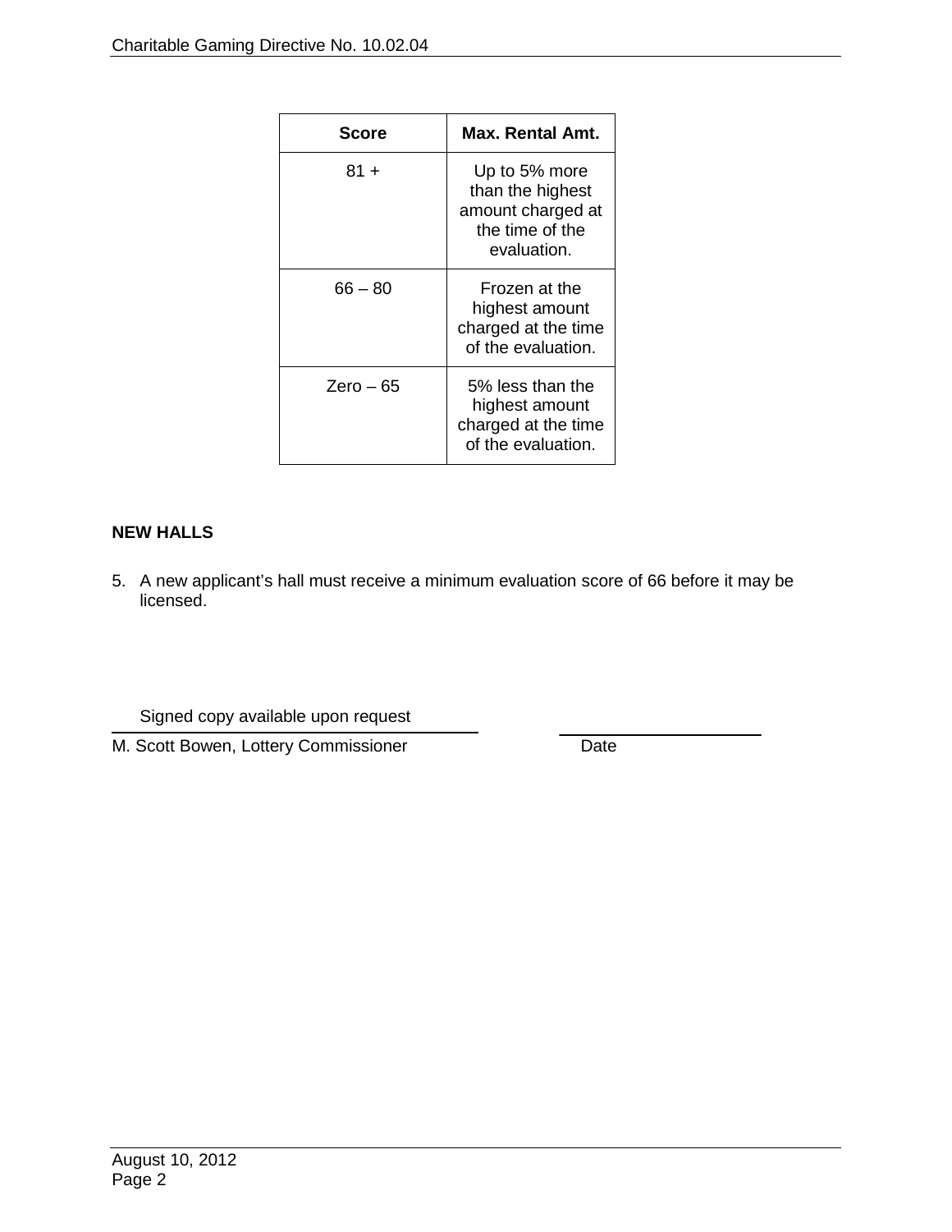| Score | Max. Rental Amt. |
|---|---|
| 81 + | Up to 5% more than the highest amount charged at the time of the evaluation. |
| 66 – 80 | Frozen at the highest amount charged at the time of the evaluation. |
| Zero – 65 | 5% less than the highest amount charged at the time of the evaluation. |

**NEW HALLS**

5. A new applicant's hall must receive a minimum evaluation score of 66 before it may be licensed.

Signed copy available upon request

M. Scott Bowen, Lottery Commissioner

Date

August 10, 2012